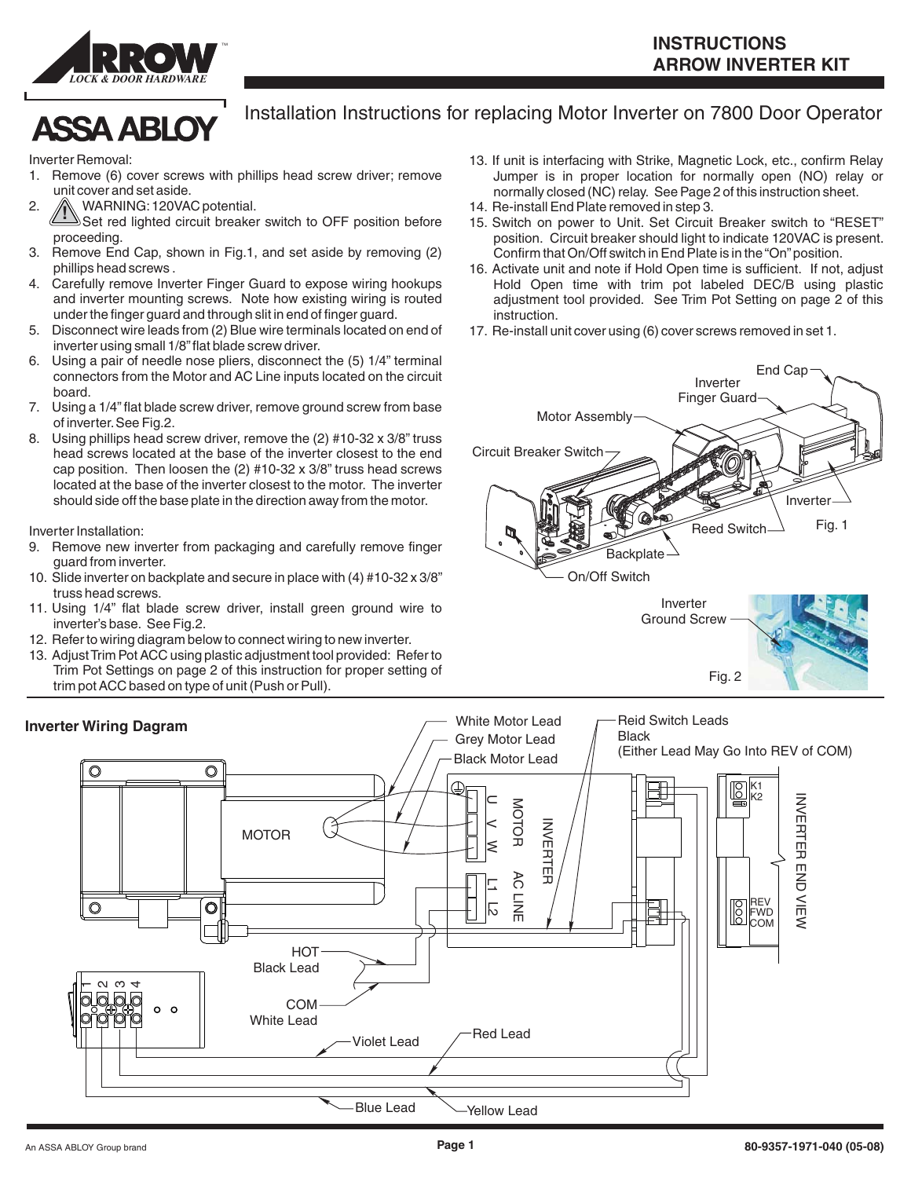# INSTRUCTIONS
# ARROW INVERTER KIT

## Installation Instructions for replacing Motor Inverter on 7800 Door Operator

Inverter Removal:

1. Remove (6) cover screws with phillips head screw driver; remove unit cover and set aside.
2. WARNING: 120VAC potential. Set red lighted circuit breaker switch to OFF position before proceeding.
3. Remove End Cap, shown in Fig.1, and set aside by removing (2) phillips head screws .
4. Carefully remove Inverter Finger Guard to expose wiring hookups and inverter mounting screws. Note how existing wiring is routed under the finger guard and through slit in end of finger guard.
5. Disconnect wire leads from (2) Blue wire terminals located on end of inverter using small 1/8" flat blade screw driver.
6. Using a pair of needle nose pliers, disconnect the (5) 1/4" terminal connectors from the Motor and AC Line inputs located on the circuit board.
7. Using a 1/4" flat blade screw driver, remove ground screw from base of inverter. See Fig.2.
8. Using phillips head screw driver, remove the (2) #10-32 x 3/8" truss head screws located at the base of the inverter closest to the end cap position. Then loosen the (2) #10-32 x 3/8" truss head screws located at the base of the inverter closest to the motor. The inverter should side off the base plate in the direction away from the motor.

Inverter Installation:

9. Remove new inverter from packaging and carefully remove finger guard from inverter.
10. Slide inverter on backplate and secure in place with (4) #10-32 x 3/8" truss head screws.
11. Using 1/4" flat blade screw driver, install green ground wire to inverter's base. See Fig.2.
12. Refer to wiring diagram below to connect wiring to new inverter.
13. Adjust Trim Pot ACC using plastic adjustment tool provided: Refer to Trim Pot Settings on page 2 of this instruction for proper setting of trim pot ACC based on type of unit (Push or Pull).
13. If unit is interfacing with Strike, Magnetic Lock, etc., confirm Relay Jumper is in proper location for normally open (NO) relay or normally closed (NC) relay. See Page 2 of this instruction sheet.
14. Re-install End Plate removed in step 3.
15. Switch on power to Unit. Set Circuit Breaker switch to "RESET" position. Circuit breaker should light to indicate 120VAC is present. Confirm that On/Off switch in End Plate is in the "On" position.
16. Activate unit and note if Hold Open time is sufficient. If not, adjust Hold Open time with trim pot labeled DEC/B using plastic adjustment tool provided. See Trim Pot Setting on page 2 of this instruction.
17. Re-install unit cover using (6) cover screws removed in set 1.

End Cap, Inverter Finger Guard, Motor Assembly, Circuit Breaker Switch, Inverter, Reed Switch, Backplate, On/Off Switch

Fig. 1

Inverter Ground Screw

Fig. 2

### Inverter Wiring Dagram

White Motor Lead, Grey Motor Lead, Black Motor Lead

Reid Switch Leads Black (Either Lead May Go Into REV of COM)

MOTOR; INVERTER: MOTOR U V W, AC LINE L1 L2; K1, K2; REV, FWD, COM; INVERTER END VIEW

HOT Black Lead; COM White Lead; Violet Lead; Red Lead; Blue Lead; Yellow Lead; 1 2 3 4

An ASSA ABLOY Group brand

80-9357-1971-040 (05-08)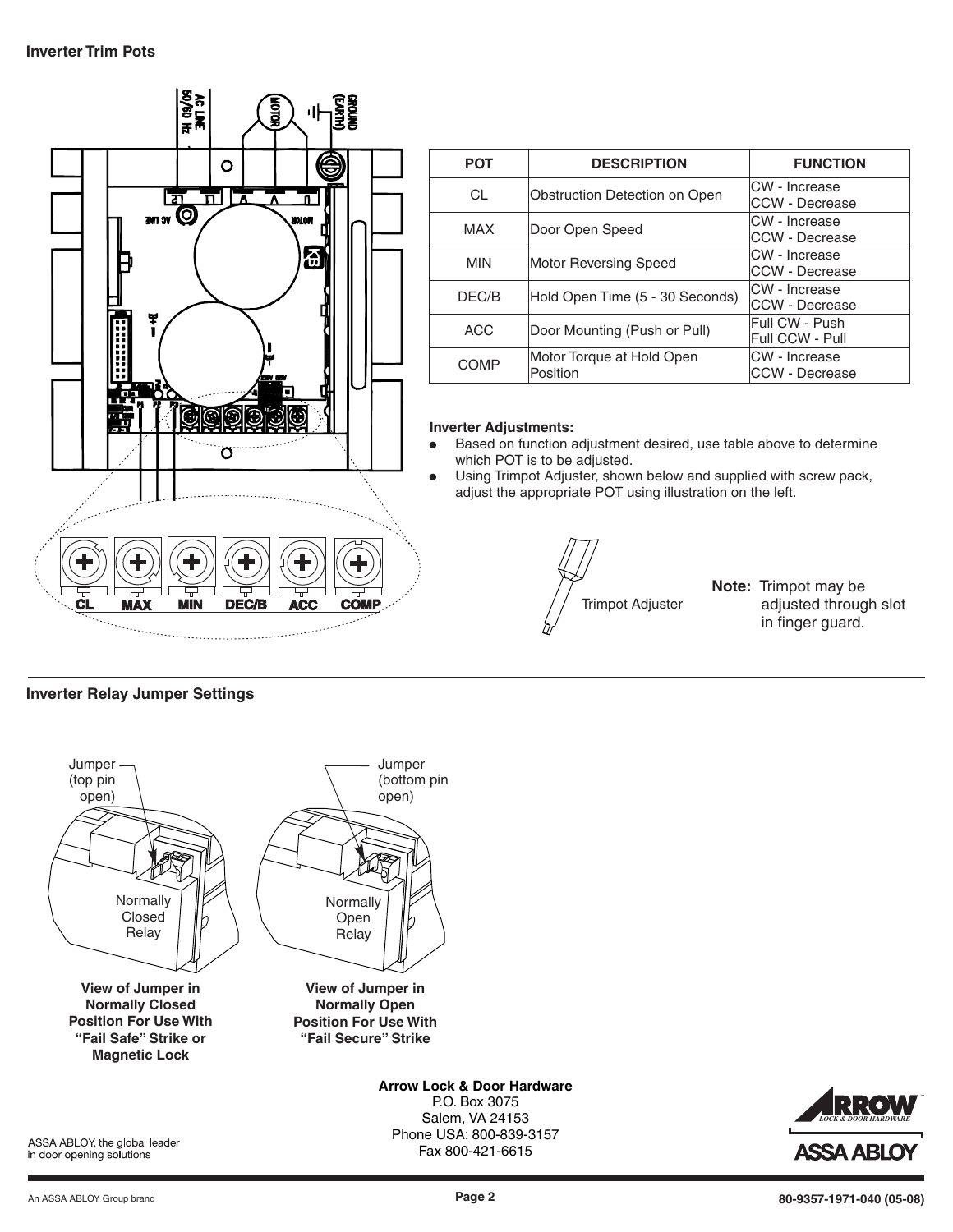## Inverter Trim Pots

AC LINE 50/60 Hz

MOTOR

GROUND (EARTH)

CL MAX MIN DEC/B ACC COMP

| POT | DESCRIPTION | FUNCTION |
|---|---|---|
| CL | Obstruction Detection on Open | CW - Increase<br>CCW - Decrease |
| MAX | Door Open Speed | CW - Increase<br>CCW - Decrease |
| MIN | Motor Reversing Speed | CW - Increase<br>CCW - Decrease |
| DEC/B | Hold Open Time (5 - 30 Seconds) | CW - Increase<br>CCW - Decrease |
| ACC | Door Mounting (Push or Pull) | Full CW - Push<br>Full CCW - Pull |
| COMP | Motor Torque at Hold Open Position | CW - Increase<br>CCW - Decrease |

**Inverter Adjustments:**

- Based on function adjustment desired, use table above to determine which POT is to be adjusted.
- Using Trimpot Adjuster, shown below and supplied with screw pack, adjust the appropriate POT using illustration on the left.

Trimpot Adjuster

**Note:** Trimpot may be adjusted through slot in finger guard.

## Inverter Relay Jumper Settings

Jumper (top pin open)

Normally Closed Relay

**View of Jumper in Normally Closed Position For Use With "Fail Safe" Strike or Magnetic Lock**

Jumper (bottom pin open)

Normally Open Relay

**View of Jumper in Normally Open Position For Use With "Fail Secure" Strike**

**Arrow Lock & Door Hardware**
P.O. Box 3075
Salem, VA 24153
Phone USA: 800-839-3157
Fax 800-421-6615

ASSA ABLOY, the global leader in door opening solutions

An ASSA ABLOY Group brand

80-9357-1971-040 (05-08)